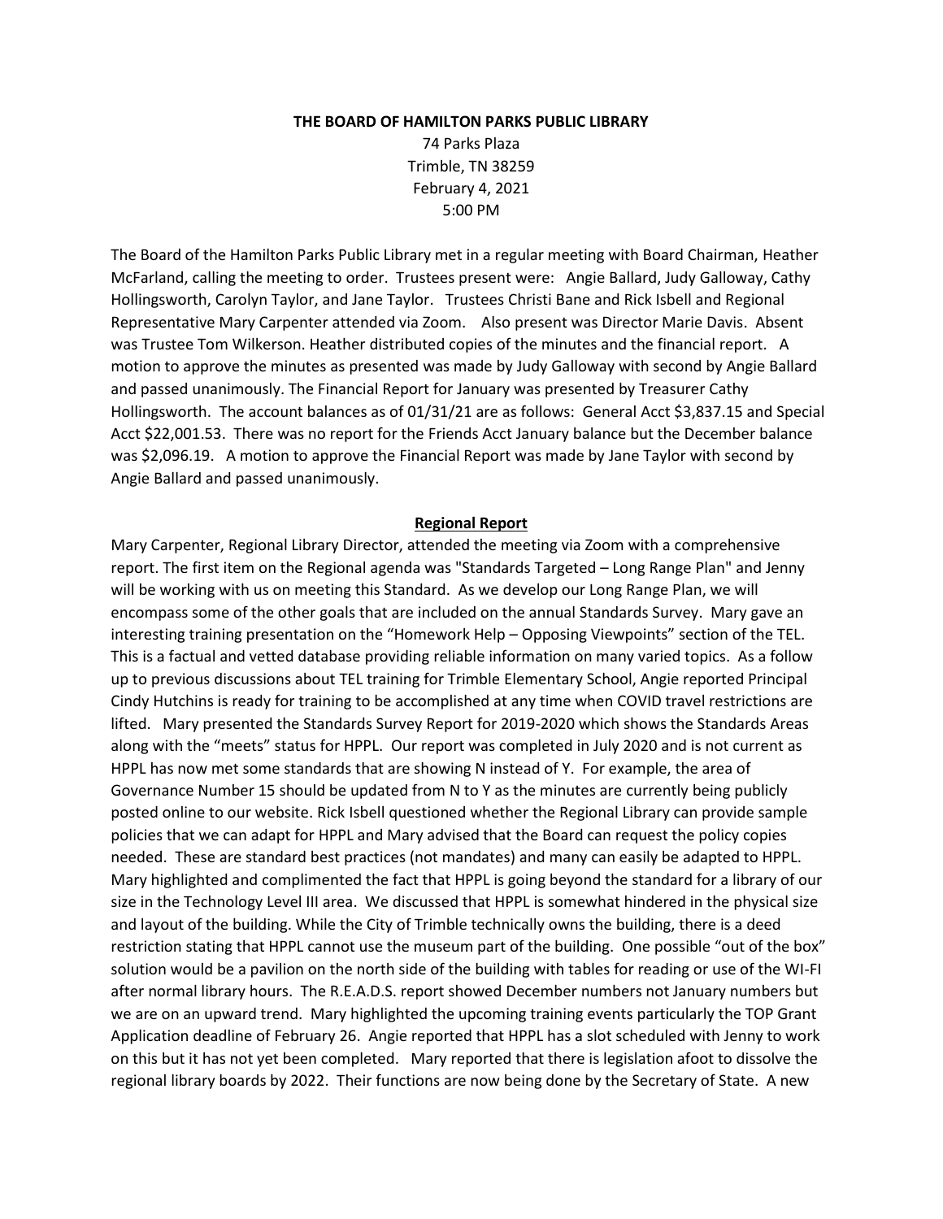**THE BOARD OF HAMILTON PARKS PUBLIC LIBRARY**

74 Parks Plaza
Trimble, TN 38259
February 4, 2021
5:00 PM

The Board of the Hamilton Parks Public Library met in a regular meeting with Board Chairman, Heather McFarland, calling the meeting to order. Trustees present were: Angie Ballard, Judy Galloway, Cathy Hollingsworth, Carolyn Taylor, and Jane Taylor. Trustees Christi Bane and Rick Isbell and Regional Representative Mary Carpenter attended via Zoom. Also present was Director Marie Davis. Absent was Trustee Tom Wilkerson. Heather distributed copies of the minutes and the financial report. A motion to approve the minutes as presented was made by Judy Galloway with second by Angie Ballard and passed unanimously. The Financial Report for January was presented by Treasurer Cathy Hollingsworth. The account balances as of 01/31/21 are as follows: General Acct $3,837.15 and Special Acct $22,001.53. There was no report for the Friends Acct January balance but the December balance was $2,096.19. A motion to approve the Financial Report was made by Jane Taylor with second by Angie Ballard and passed unanimously.

**Regional Report**

Mary Carpenter, Regional Library Director, attended the meeting via Zoom with a comprehensive report. The first item on the Regional agenda was "Standards Targeted – Long Range Plan" and Jenny will be working with us on meeting this Standard. As we develop our Long Range Plan, we will encompass some of the other goals that are included on the annual Standards Survey. Mary gave an interesting training presentation on the "Homework Help – Opposing Viewpoints" section of the TEL. This is a factual and vetted database providing reliable information on many varied topics. As a follow up to previous discussions about TEL training for Trimble Elementary School, Angie reported Principal Cindy Hutchins is ready for training to be accomplished at any time when COVID travel restrictions are lifted. Mary presented the Standards Survey Report for 2019-2020 which shows the Standards Areas along with the "meets" status for HPPL. Our report was completed in July 2020 and is not current as HPPL has now met some standards that are showing N instead of Y. For example, the area of Governance Number 15 should be updated from N to Y as the minutes are currently being publicly posted online to our website. Rick Isbell questioned whether the Regional Library can provide sample policies that we can adapt for HPPL and Mary advised that the Board can request the policy copies needed. These are standard best practices (not mandates) and many can easily be adapted to HPPL. Mary highlighted and complimented the fact that HPPL is going beyond the standard for a library of our size in the Technology Level III area. We discussed that HPPL is somewhat hindered in the physical size and layout of the building. While the City of Trimble technically owns the building, there is a deed restriction stating that HPPL cannot use the museum part of the building. One possible "out of the box" solution would be a pavilion on the north side of the building with tables for reading or use of the WI-FI after normal library hours. The R.E.A.D.S. report showed December numbers not January numbers but we are on an upward trend. Mary highlighted the upcoming training events particularly the TOP Grant Application deadline of February 26. Angie reported that HPPL has a slot scheduled with Jenny to work on this but it has not yet been completed. Mary reported that there is legislation afoot to dissolve the regional library boards by 2022. Their functions are now being done by the Secretary of State. A new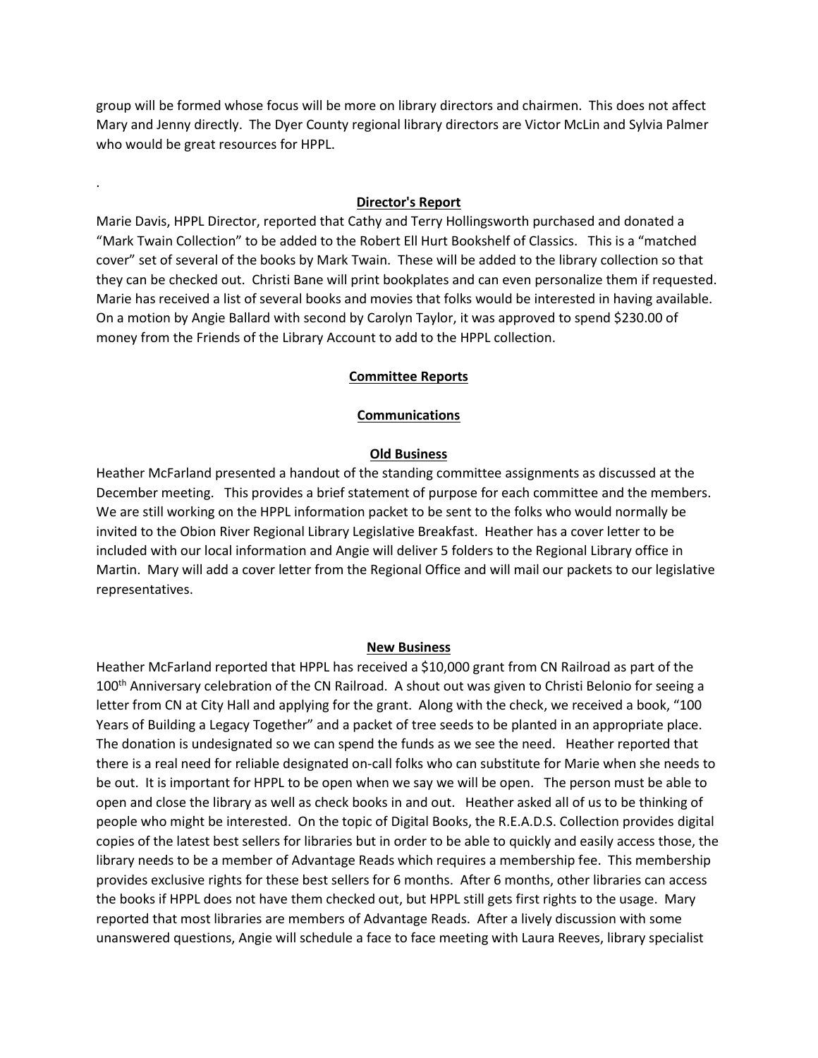group will be formed whose focus will be more on library directors and chairmen. This does not affect Mary and Jenny directly. The Dyer County regional library directors are Victor McLin and Sylvia Palmer who would be great resources for HPPL.

.

## Director's Report

Marie Davis, HPPL Director, reported that Cathy and Terry Hollingsworth purchased and donated a "Mark Twain Collection" to be added to the Robert Ell Hurt Bookshelf of Classics. This is a "matched cover" set of several of the books by Mark Twain. These will be added to the library collection so that they can be checked out. Christi Bane will print bookplates and can even personalize them if requested. Marie has received a list of several books and movies that folks would be interested in having available. On a motion by Angie Ballard with second by Carolyn Taylor, it was approved to spend $230.00 of money from the Friends of the Library Account to add to the HPPL collection.

## Committee Reports

## Communications

## Old Business

Heather McFarland presented a handout of the standing committee assignments as discussed at the December meeting. This provides a brief statement of purpose for each committee and the members. We are still working on the HPPL information packet to be sent to the folks who would normally be invited to the Obion River Regional Library Legislative Breakfast. Heather has a cover letter to be included with our local information and Angie will deliver 5 folders to the Regional Library office in Martin. Mary will add a cover letter from the Regional Office and will mail our packets to our legislative representatives.

## New Business

Heather McFarland reported that HPPL has received a $10,000 grant from CN Railroad as part of the 100th Anniversary celebration of the CN Railroad. A shout out was given to Christi Belonio for seeing a letter from CN at City Hall and applying for the grant. Along with the check, we received a book, "100 Years of Building a Legacy Together" and a packet of tree seeds to be planted in an appropriate place. The donation is undesignated so we can spend the funds as we see the need. Heather reported that there is a real need for reliable designated on-call folks who can substitute for Marie when she needs to be out. It is important for HPPL to be open when we say we will be open. The person must be able to open and close the library as well as check books in and out. Heather asked all of us to be thinking of people who might be interested. On the topic of Digital Books, the R.E.A.D.S. Collection provides digital copies of the latest best sellers for libraries but in order to be able to quickly and easily access those, the library needs to be a member of Advantage Reads which requires a membership fee. This membership provides exclusive rights for these best sellers for 6 months. After 6 months, other libraries can access the books if HPPL does not have them checked out, but HPPL still gets first rights to the usage. Mary reported that most libraries are members of Advantage Reads. After a lively discussion with some unanswered questions, Angie will schedule a face to face meeting with Laura Reeves, library specialist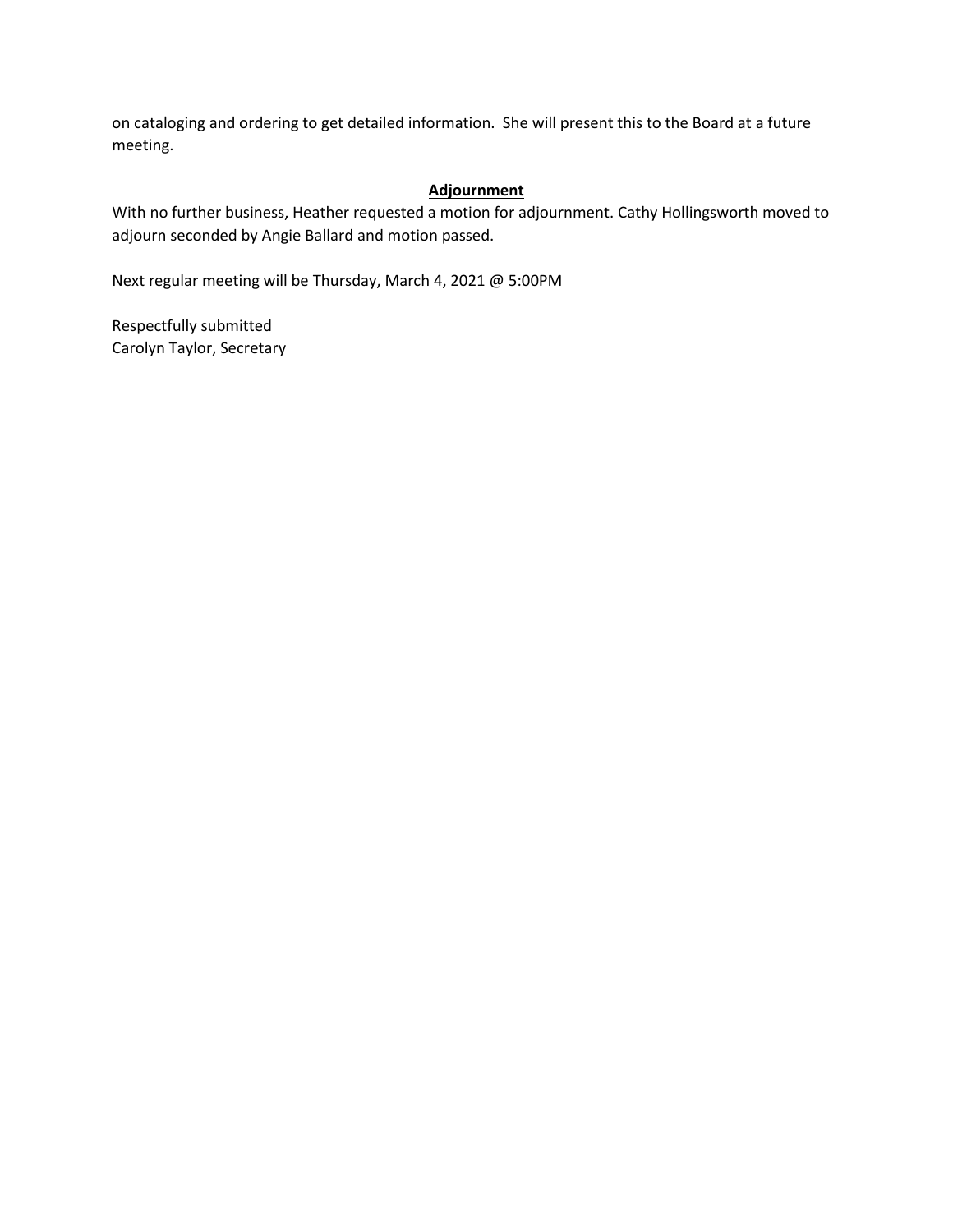on cataloging and ordering to get detailed information. She will present this to the Board at a future meeting.

## **Adjournment**

With no further business, Heather requested a motion for adjournment. Cathy Hollingsworth moved to adjourn seconded by Angie Ballard and motion passed.

Next regular meeting will be Thursday, March 4, 2021 @ 5:00PM

Respectfully submitted
Carolyn Taylor, Secretary